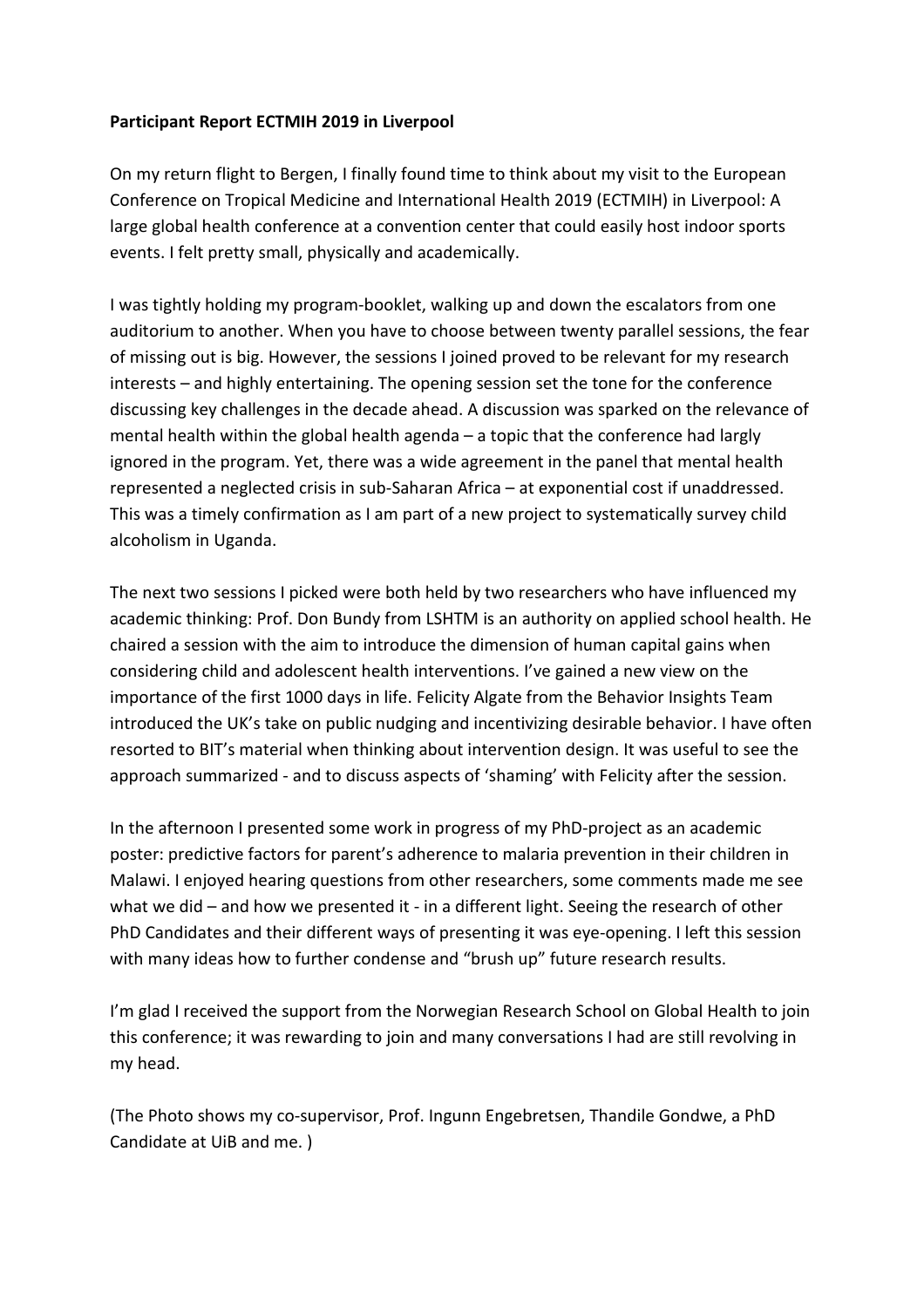**Participant Report ECTMIH 2019 in Liverpool**

On my return flight to Bergen, I finally found time to think about my visit to the European Conference on Tropical Medicine and International Health 2019 (ECTMIH) in Liverpool: A large global health conference at a convention center that could easily host indoor sports events. I felt pretty small, physically and academically.

I was tightly holding my program-booklet, walking up and down the escalators from one auditorium to another. When you have to choose between twenty parallel sessions, the fear of missing out is big. However, the sessions I joined proved to be relevant for my research interests – and highly entertaining. The opening session set the tone for the conference discussing key challenges in the decade ahead. A discussion was sparked on the relevance of mental health within the global health agenda – a topic that the conference had largely ignored in the program. Yet, there was a wide agreement in the panel that mental health represented a neglected crisis in sub-Saharan Africa – at exponential cost if unaddressed. This was a timely confirmation as I am part of a new project to systematically survey child alcoholism in Uganda.

The next two sessions I picked were both held by two researchers who have influenced my academic thinking: Prof. Don Bundy from LSHTM is an authority on applied school health. He chaired a session with the aim to introduce the dimension of human capital gains when considering child and adolescent health interventions. I've gained a new view on the importance of the first 1000 days in life. Felicity Algate from the Behavior Insights Team introduced the UK's take on public nudging and incentivizing desirable behavior. I have often resorted to BIT's material when thinking about intervention design. It was useful to see the approach summarized - and to discuss aspects of 'shaming' with Felicity after the session.

In the afternoon I presented some work in progress of my PhD-project as an academic poster: predictive factors for parent's adherence to malaria prevention in their children in Malawi. I enjoyed hearing questions from other researchers, some comments made me see what we did – and how we presented it - in a different light. Seeing the research of other PhD Candidates and their different ways of presenting it was eye-opening. I left this session with many ideas how to further condense and "brush up" future research results.

I'm glad I received the support from the Norwegian Research School on Global Health to join this conference; it was rewarding to join and many conversations I had are still revolving in my head.

(The Photo shows my co-supervisor, Prof. Ingunn Engebretsen, Thandile Gondwe, a PhD Candidate at UiB and me. )